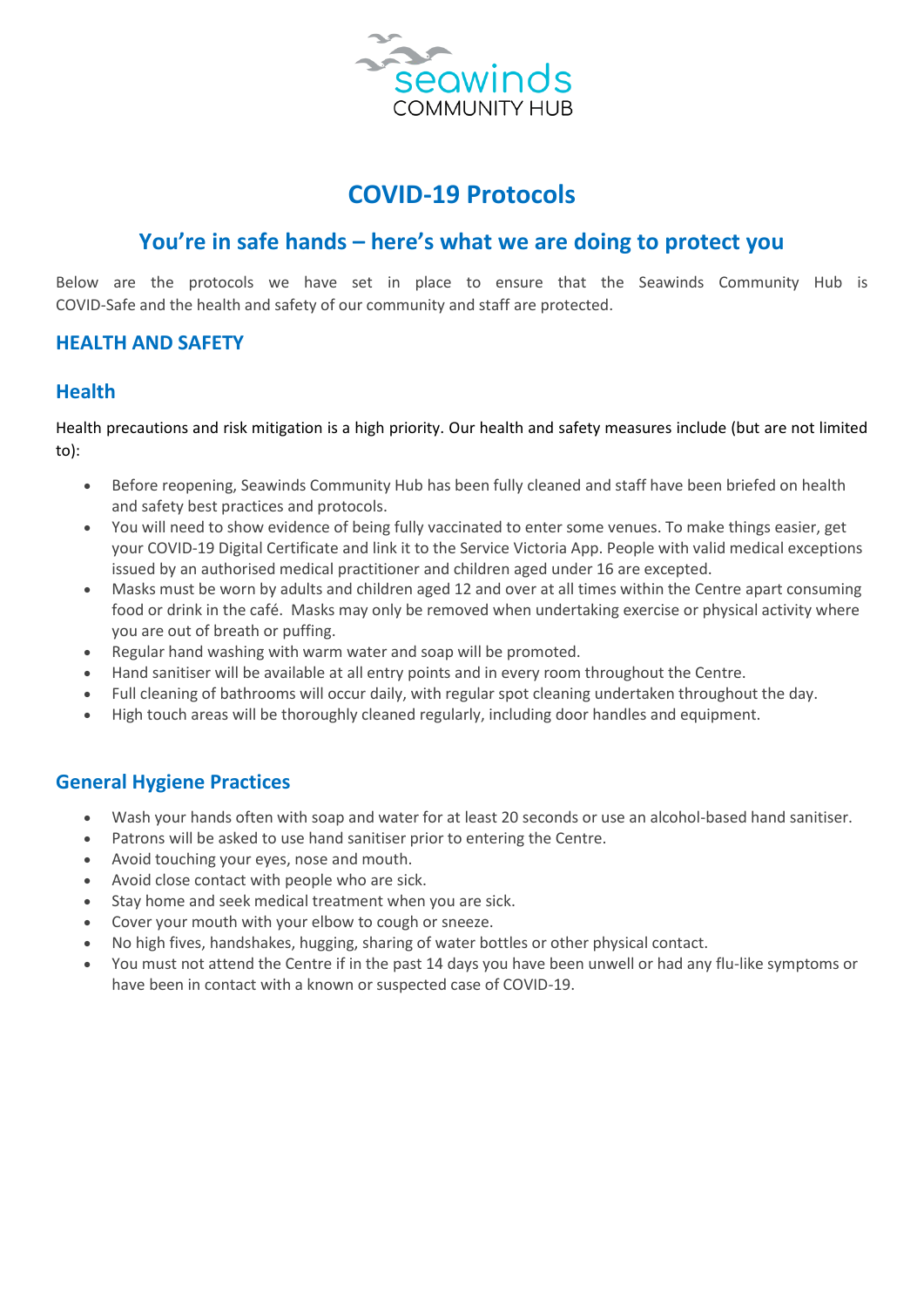seawinds
COMMUNITY HUB

# COVID-19 Protocols

## You're in safe hands – here's what we are doing to protect you

Below are the protocols we have set in place to ensure that the Seawinds Community Hub is COVID-Safe and the health and safety of our community and staff are protected.

## HEALTH AND SAFETY

### Health

Health precautions and risk mitigation is a high priority. Our health and safety measures include (but are not limited to):

- Before reopening, Seawinds Community Hub has been fully cleaned and staff have been briefed on health and safety best practices and protocols.
- You will need to show evidence of being fully vaccinated to enter some venues. To make things easier, get your COVID-19 Digital Certificate and link it to the Service Victoria App. People with valid medical exceptions issued by an authorised medical practitioner and children aged under 16 are excepted.
- Masks must be worn by adults and children aged 12 and over at all times within the Centre apart consuming food or drink in the café. Masks may only be removed when undertaking exercise or physical activity where you are out of breath or puffing.
- Regular hand washing with warm water and soap will be promoted.
- Hand sanitiser will be available at all entry points and in every room throughout the Centre.
- Full cleaning of bathrooms will occur daily, with regular spot cleaning undertaken throughout the day.
- High touch areas will be thoroughly cleaned regularly, including door handles and equipment.

### General Hygiene Practices

- Wash your hands often with soap and water for at least 20 seconds or use an alcohol-based hand sanitiser.
- Patrons will be asked to use hand sanitiser prior to entering the Centre.
- Avoid touching your eyes, nose and mouth.
- Avoid close contact with people who are sick.
- Stay home and seek medical treatment when you are sick.
- Cover your mouth with your elbow to cough or sneeze.
- No high fives, handshakes, hugging, sharing of water bottles or other physical contact.
- You must not attend the Centre if in the past 14 days you have been unwell or had any flu-like symptoms or have been in contact with a known or suspected case of COVID-19.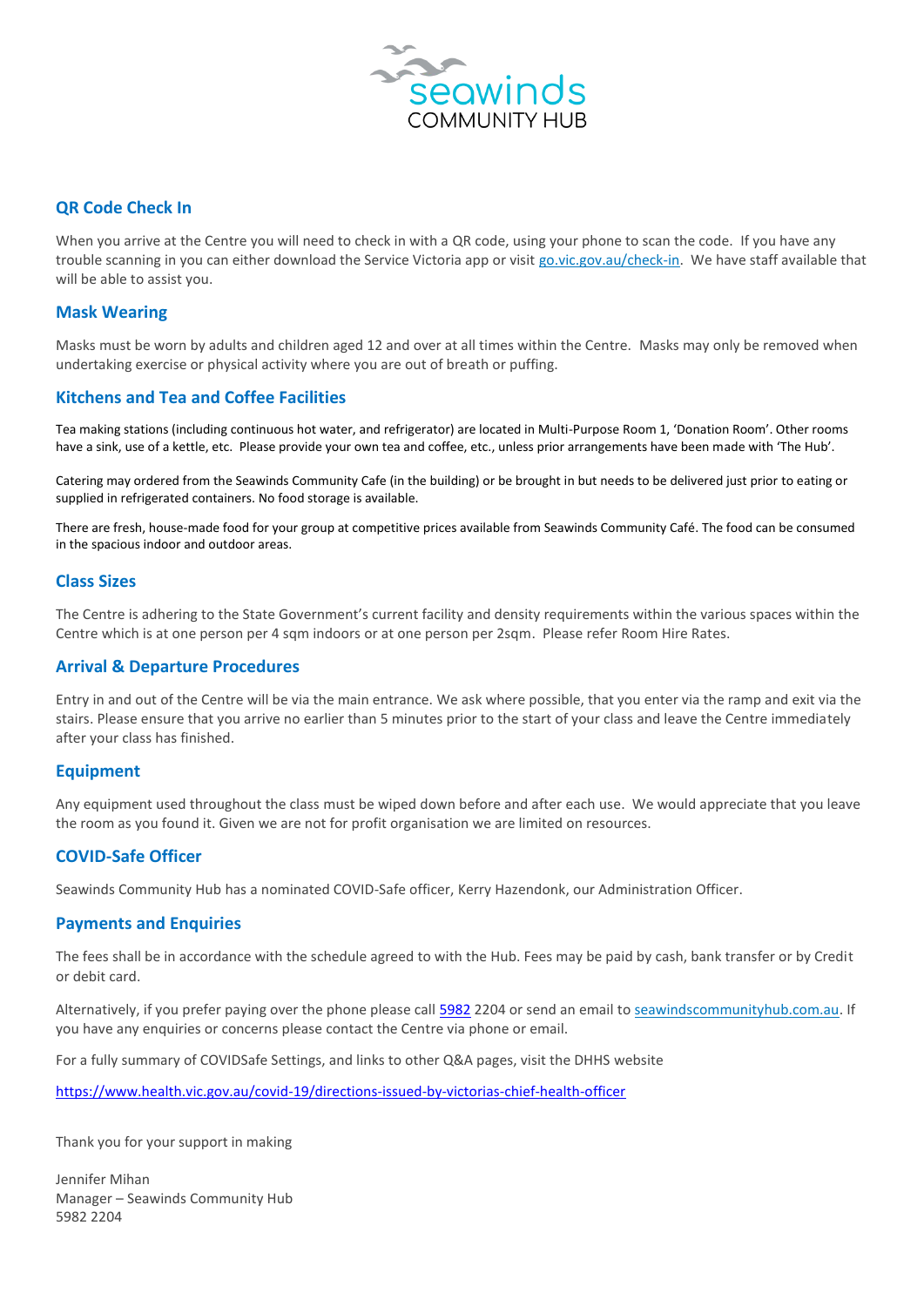seawinds
COMMUNITY HUB

## QR Code Check In

When you arrive at the Centre you will need to check in with a QR code, using your phone to scan the code. If you have any trouble scanning in you can either download the Service Victoria app or visit go.vic.gov.au/check-in. We have staff available that will be able to assist you.

## Mask Wearing

Masks must be worn by adults and children aged 12 and over at all times within the Centre. Masks may only be removed when undertaking exercise or physical activity where you are out of breath or puffing.

## Kitchens and Tea and Coffee Facilities

Tea making stations (including continuous hot water, and refrigerator) are located in Multi-Purpose Room 1, 'Donation Room'. Other rooms have a sink, use of a kettle, etc. Please provide your own tea and coffee, etc., unless prior arrangements have been made with 'The Hub'.

Catering may ordered from the Seawinds Community Cafe (in the building) or be brought in but needs to be delivered just prior to eating or supplied in refrigerated containers. No food storage is available.

There are fresh, house-made food for your group at competitive prices available from Seawinds Community Café. The food can be consumed in the spacious indoor and outdoor areas.

## Class Sizes

The Centre is adhering to the State Government's current facility and density requirements within the various spaces within the Centre which is at one person per 4 sqm indoors or at one person per 2sqm. Please refer Room Hire Rates.

## Arrival & Departure Procedures

Entry in and out of the Centre will be via the main entrance. We ask where possible, that you enter via the ramp and exit via the stairs. Please ensure that you arrive no earlier than 5 minutes prior to the start of your class and leave the Centre immediately after your class has finished.

## Equipment

Any equipment used throughout the class must be wiped down before and after each use. We would appreciate that you leave the room as you found it. Given we are not for profit organisation we are limited on resources.

## COVID-Safe Officer

Seawinds Community Hub has a nominated COVID-Safe officer, Kerry Hazendonk, our Administration Officer.

## Payments and Enquiries

The fees shall be in accordance with the schedule agreed to with the Hub. Fees may be paid by cash, bank transfer or by Credit or debit card.

Alternatively, if you prefer paying over the phone please call 5982 2204 or send an email to seawindscommunityhub.com.au. If you have any enquiries or concerns please contact the Centre via phone or email.

For a fully summary of COVIDSafe Settings, and links to other Q&A pages, visit the DHHS website

https://www.health.vic.gov.au/covid-19/directions-issued-by-victorias-chief-health-officer

Thank you for your support in making

Jennifer Mihan
Manager – Seawinds Community Hub
5982 2204